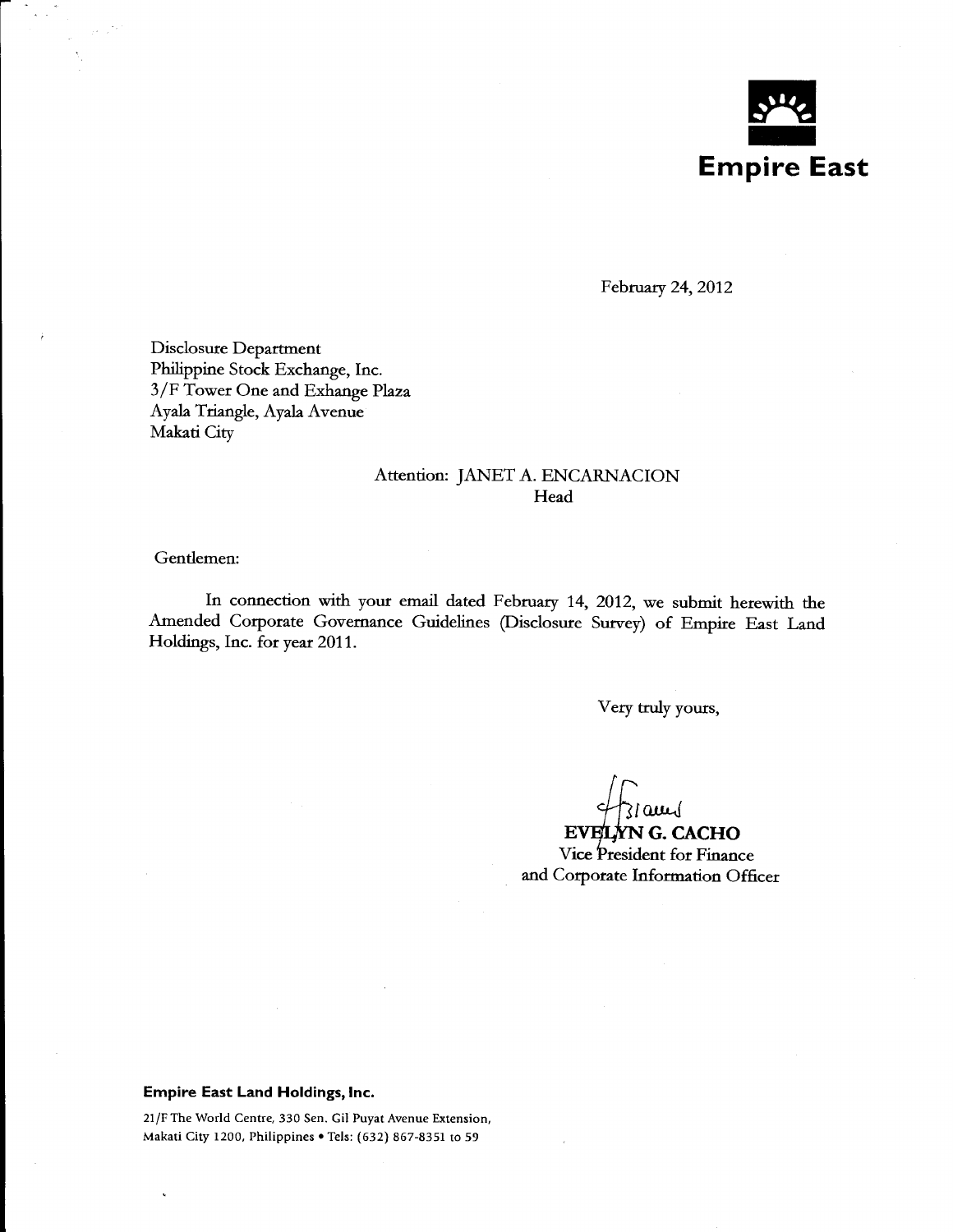**Empire East**

February 24, 2012

Disclosure Department
Philippine Stock Exchange, Inc.
3/F Tower One and Exhange Plaza
Ayala Triangle, Ayala Avenue
Makati City

Attention: JANET A. ENCARNACION
Head

Gentlemen:

In connection with your email dated February 14, 2012, we submit herewith the Amended Corporate Governance Guidelines (Disclosure Survey) of Empire East Land Holdings, Inc. for year 2011.

Very truly yours,

**EVELYN G. CACHO**
Vice President for Finance
and Corporate Information Officer

**Empire East Land Holdings, Inc.**

21/F The World Centre, 330 Sen. Gil Puyat Avenue Extension,
Makati City 1200, Philippines • Tels: (632) 867-8351 to 59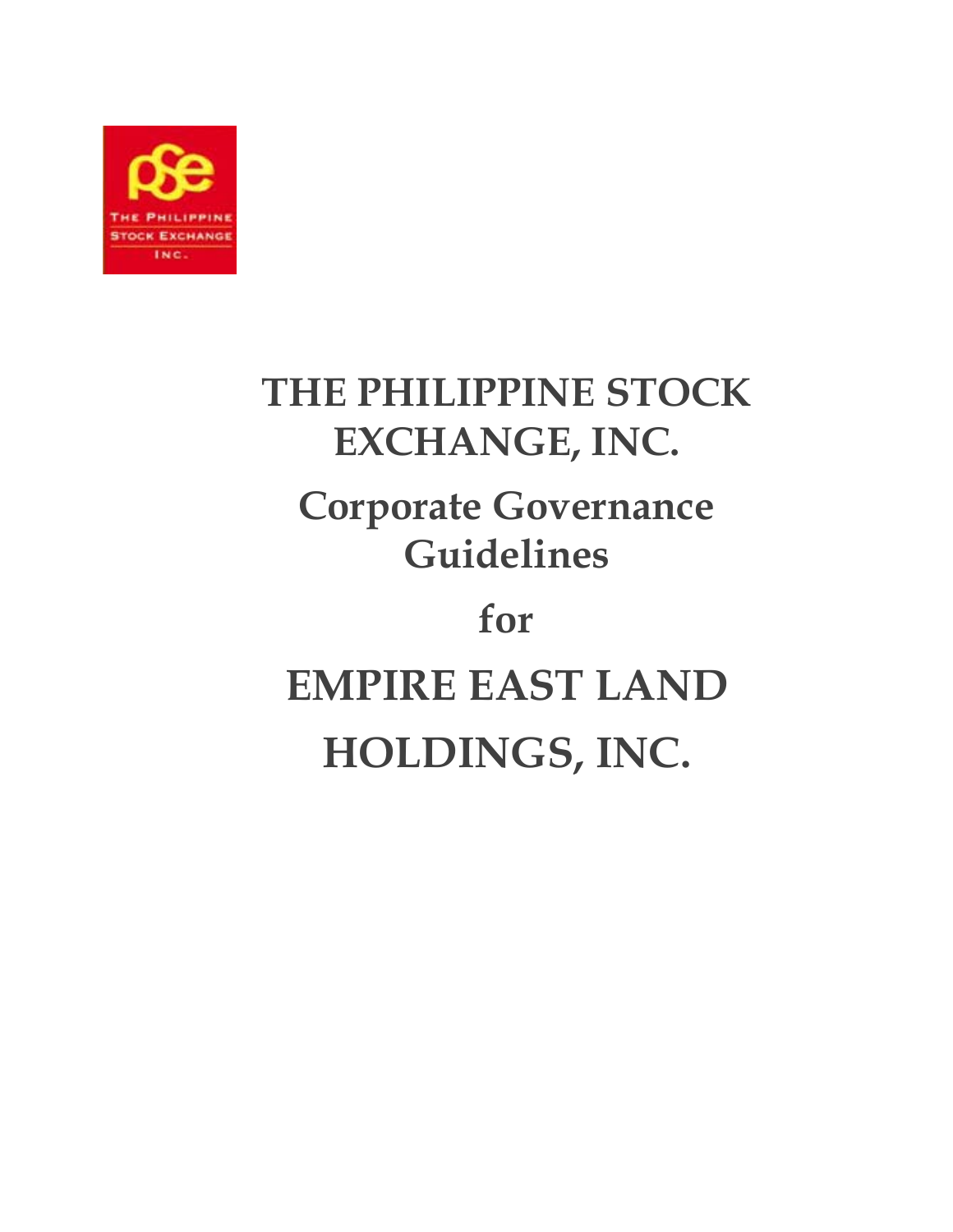# THE PHILIPPINE STOCK EXCHANGE, INC.

## Corporate Governance Guidelines

## for

# EMPIRE EAST LAND HOLDINGS, INC.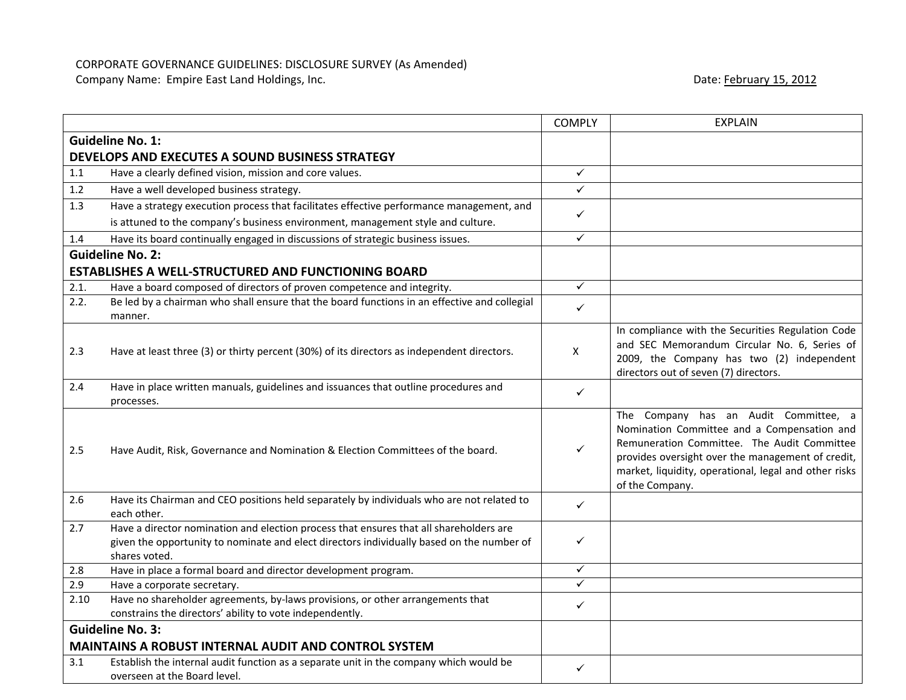CORPORATE GOVERNANCE GUIDELINES: DISCLOSURE SURVEY (As Amended)
Company Name: Empire East Land Holdings, Inc.

Date: February 15, 2012

| | | COMPLY | EXPLAIN |
|---|---|---|---|
| **Guideline No. 1: DEVELOPS AND EXECUTES A SOUND BUSINESS STRATEGY** | | | |
| 1.1 | Have a clearly defined vision, mission and core values. | ✓ | |
| 1.2 | Have a well developed business strategy. | ✓ | |
| 1.3 | Have a strategy execution process that facilitates effective performance management, and is attuned to the company's business environment, management style and culture. | ✓ | |
| 1.4 | Have its board continually engaged in discussions of strategic business issues. | ✓ | |
| **Guideline No. 2: ESTABLISHES A WELL-STRUCTURED AND FUNCTIONING BOARD** | | | |
| 2.1. | Have a board composed of directors of proven competence and integrity. | ✓ | |
| 2.2. | Be led by a chairman who shall ensure that the board functions in an effective and collegial manner. | ✓ | |
| 2.3 | Have at least three (3) or thirty percent (30%) of its directors as independent directors. | X | In compliance with the Securities Regulation Code and SEC Memorandum Circular No. 6, Series of 2009, the Company has two (2) independent directors out of seven (7) directors. |
| 2.4 | Have in place written manuals, guidelines and issuances that outline procedures and processes. | ✓ | |
| 2.5 | Have Audit, Risk, Governance and Nomination & Election Committees of the board. | ✓ | The Company has an Audit Committee, a Nomination Committee and a Compensation and Remuneration Committee. The Audit Committee provides oversight over the management of credit, market, liquidity, operational, legal and other risks of the Company. |
| 2.6 | Have its Chairman and CEO positions held separately by individuals who are not related to each other. | ✓ | |
| 2.7 | Have a director nomination and election process that ensures that all shareholders are given the opportunity to nominate and elect directors individually based on the number of shares voted. | ✓ | |
| 2.8 | Have in place a formal board and director development program. | ✓ | |
| 2.9 | Have a corporate secretary. | ✓ | |
| 2.10 | Have no shareholder agreements, by-laws provisions, or other arrangements that constrains the directors' ability to vote independently. | ✓ | |
| **Guideline No. 3: MAINTAINS A ROBUST INTERNAL AUDIT AND CONTROL SYSTEM** | | | |
| 3.1 | Establish the internal audit function as a separate unit in the company which would be overseen at the Board level. | ✓ | |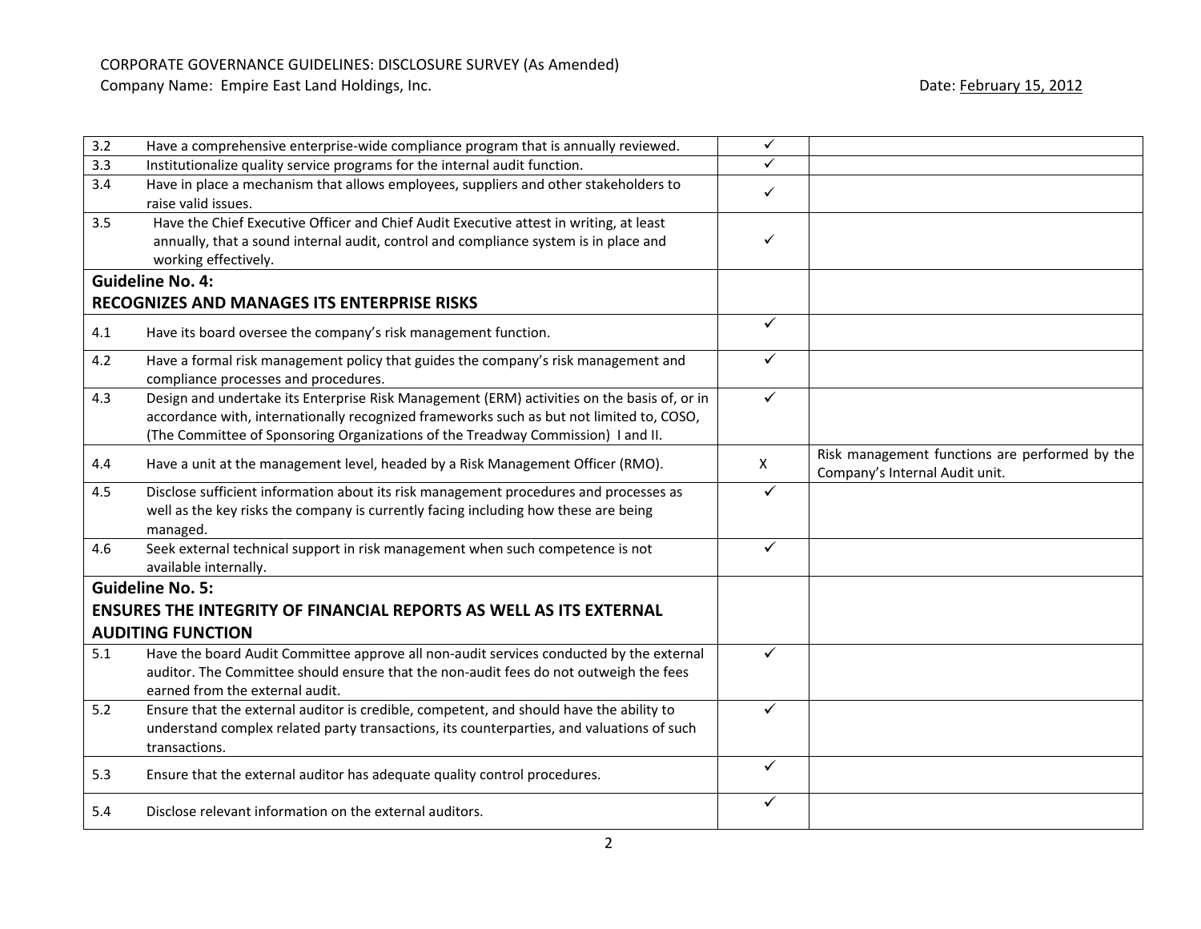CORPORATE GOVERNANCE GUIDELINES: DISCLOSURE SURVEY (As Amended)
Company Name: Empire East Land Holdings, Inc. Date: February 15, 2012

| | | | |
|---|---|---|---|
| 3.2 | Have a comprehensive enterprise-wide compliance program that is annually reviewed. | ✓ | |
| 3.3 | Institutionalize quality service programs for the internal audit function. | ✓ | |
| 3.4 | Have in place a mechanism that allows employees, suppliers and other stakeholders to raise valid issues. | ✓ | |
| 3.5 | Have the Chief Executive Officer and Chief Audit Executive attest in writing, at least annually, that a sound internal audit, control and compliance system is in place and working effectively. | ✓ | |
| **Guideline No. 4: RECOGNIZES AND MANAGES ITS ENTERPRISE RISKS** | | | |
| 4.1 | Have its board oversee the company's risk management function. | ✓ | |
| 4.2 | Have a formal risk management policy that guides the company's risk management and compliance processes and procedures. | ✓ | |
| 4.3 | Design and undertake its Enterprise Risk Management (ERM) activities on the basis of, or in accordance with, internationally recognized frameworks such as but not limited to, COSO, (The Committee of Sponsoring Organizations of the Treadway Commission) I and II. | ✓ | |
| 4.4 | Have a unit at the management level, headed by a Risk Management Officer (RMO). | X | Risk management functions are performed by the Company's Internal Audit unit. |
| 4.5 | Disclose sufficient information about its risk management procedures and processes as well as the key risks the company is currently facing including how these are being managed. | ✓ | |
| 4.6 | Seek external technical support in risk management when such competence is not available internally. | ✓ | |
| **Guideline No. 5: ENSURES THE INTEGRITY OF FINANCIAL REPORTS AS WELL AS ITS EXTERNAL AUDITING FUNCTION** | | | |
| 5.1 | Have the board Audit Committee approve all non-audit services conducted by the external auditor. The Committee should ensure that the non-audit fees do not outweigh the fees earned from the external audit. | ✓ | |
| 5.2 | Ensure that the external auditor is credible, competent, and should have the ability to understand complex related party transactions, its counterparties, and valuations of such transactions. | ✓ | |
| 5.3 | Ensure that the external auditor has adequate quality control procedures. | ✓ | |
| 5.4 | Disclose relevant information on the external auditors. | ✓ | |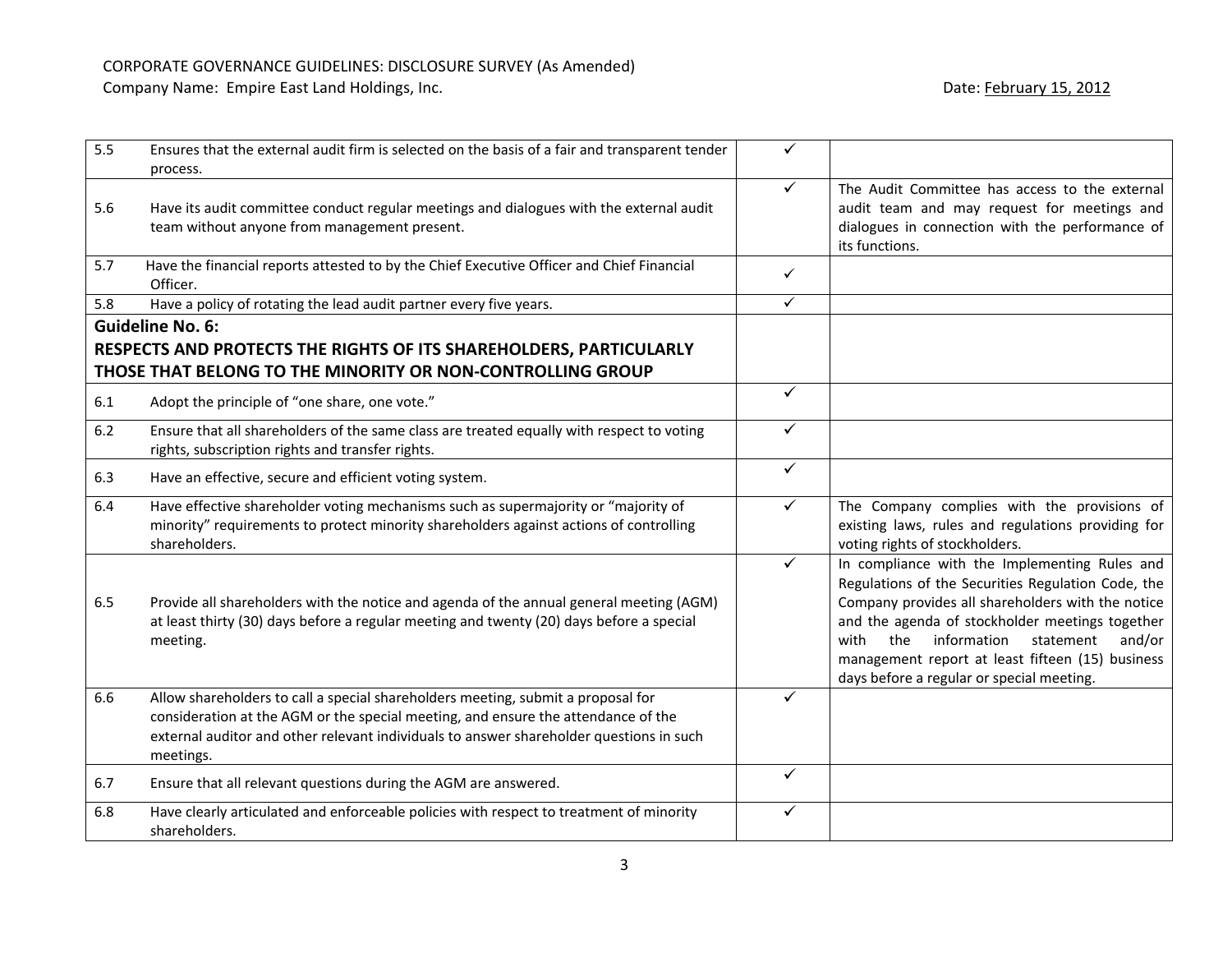CORPORATE GOVERNANCE GUIDELINES: DISCLOSURE SURVEY (As Amended)
Company Name: Empire East Land Holdings, Inc. Date: February 15, 2012

| | | | |
|---|---|---|---|
| 5.5 | Ensures that the external audit firm is selected on the basis of a fair and transparent tender process. | ✓ | |
| 5.6 | Have its audit committee conduct regular meetings and dialogues with the external audit team without anyone from management present. | ✓ | The Audit Committee has access to the external audit team and may request for meetings and dialogues in connection with the performance of its functions. |
| 5.7 | Have the financial reports attested to by the Chief Executive Officer and Chief Financial Officer. | ✓ | |
| 5.8 | Have a policy of rotating the lead audit partner every five years. | ✓ | |
| **Guideline No. 6: RESPECTS AND PROTECTS THE RIGHTS OF ITS SHAREHOLDERS, PARTICULARLY THOSE THAT BELONG TO THE MINORITY OR NON-CONTROLLING GROUP** | | | |
| 6.1 | Adopt the principle of "one share, one vote." | ✓ | |
| 6.2 | Ensure that all shareholders of the same class are treated equally with respect to voting rights, subscription rights and transfer rights. | ✓ | |
| 6.3 | Have an effective, secure and efficient voting system. | ✓ | |
| 6.4 | Have effective shareholder voting mechanisms such as supermajority or "majority of minority" requirements to protect minority shareholders against actions of controlling shareholders. | ✓ | The Company complies with the provisions of existing laws, rules and regulations providing for voting rights of stockholders. |
| 6.5 | Provide all shareholders with the notice and agenda of the annual general meeting (AGM) at least thirty (30) days before a regular meeting and twenty (20) days before a special meeting. | ✓ | In compliance with the Implementing Rules and Regulations of the Securities Regulation Code, the Company provides all shareholders with the notice and the agenda of stockholder meetings together with the information statement and/or management report at least fifteen (15) business days before a regular or special meeting. |
| 6.6 | Allow shareholders to call a special shareholders meeting, submit a proposal for consideration at the AGM or the special meeting, and ensure the attendance of the external auditor and other relevant individuals to answer shareholder questions in such meetings. | ✓ | |
| 6.7 | Ensure that all relevant questions during the AGM are answered. | ✓ | |
| 6.8 | Have clearly articulated and enforceable policies with respect to treatment of minority shareholders. | ✓ | |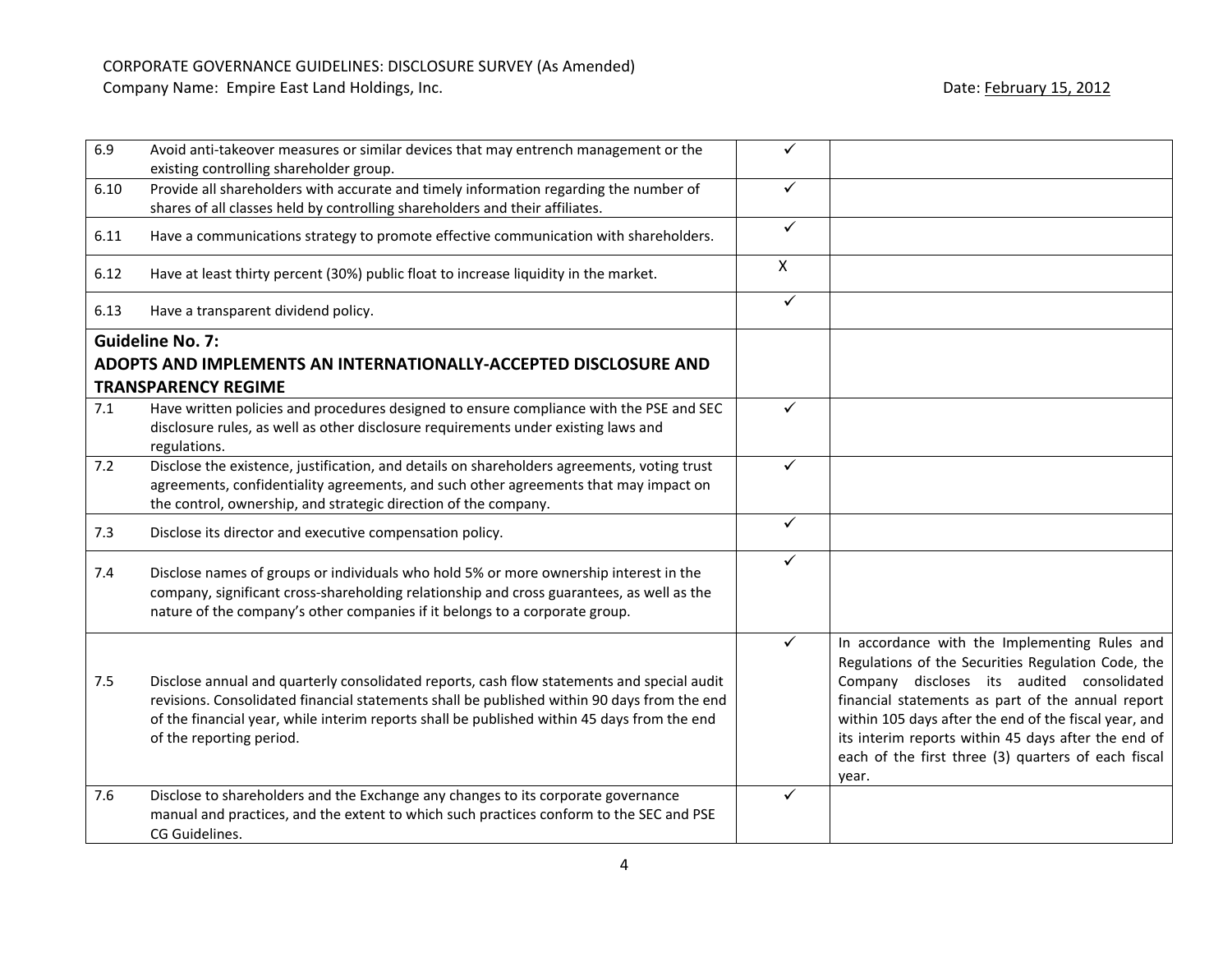CORPORATE GOVERNANCE GUIDELINES: DISCLOSURE SURVEY (As Amended)
Company Name: Empire East Land Holdings, Inc.

Date: February 15, 2012

| | | | |
|---|---|---|---|
| 6.9 | Avoid anti-takeover measures or similar devices that may entrench management or the existing controlling shareholder group. | ✓ | |
| 6.10 | Provide all shareholders with accurate and timely information regarding the number of shares of all classes held by controlling shareholders and their affiliates. | ✓ | |
| 6.11 | Have a communications strategy to promote effective communication with shareholders. | ✓ | |
| 6.12 | Have at least thirty percent (30%) public float to increase liquidity in the market. | X | |
| 6.13 | Have a transparent dividend policy. | ✓ | |
| **Guideline No. 7: ADOPTS AND IMPLEMENTS AN INTERNATIONALLY-ACCEPTED DISCLOSURE AND TRANSPARENCY REGIME** | | | |
| 7.1 | Have written policies and procedures designed to ensure compliance with the PSE and SEC disclosure rules, as well as other disclosure requirements under existing laws and regulations. | ✓ | |
| 7.2 | Disclose the existence, justification, and details on shareholders agreements, voting trust agreements, confidentiality agreements, and such other agreements that may impact on the control, ownership, and strategic direction of the company. | ✓ | |
| 7.3 | Disclose its director and executive compensation policy. | ✓ | |
| 7.4 | Disclose names of groups or individuals who hold 5% or more ownership interest in the company, significant cross-shareholding relationship and cross guarantees, as well as the nature of the company's other companies if it belongs to a corporate group. | ✓ | |
| 7.5 | Disclose annual and quarterly consolidated reports, cash flow statements and special audit revisions. Consolidated financial statements shall be published within 90 days from the end of the financial year, while interim reports shall be published within 45 days from the end of the reporting period. | ✓ | In accordance with the Implementing Rules and Regulations of the Securities Regulation Code, the Company discloses its audited consolidated financial statements as part of the annual report within 105 days after the end of the fiscal year, and its interim reports within 45 days after the end of each of the first three (3) quarters of each fiscal year. |
| 7.6 | Disclose to shareholders and the Exchange any changes to its corporate governance manual and practices, and the extent to which such practices conform to the SEC and PSE CG Guidelines. | ✓ | |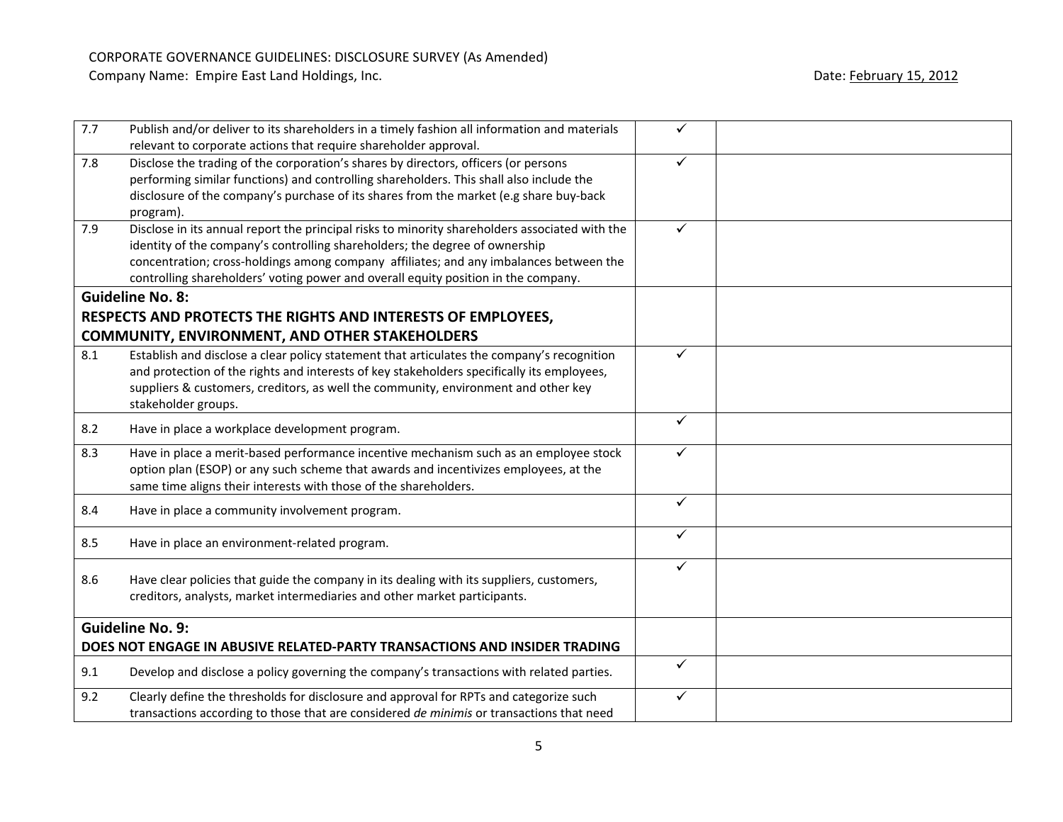CORPORATE GOVERNANCE GUIDELINES: DISCLOSURE SURVEY (As Amended)
Company Name: Empire East Land Holdings, Inc. Date: February 15, 2012

| | | | |
|---|---|---|---|
| 7.7 | Publish and/or deliver to its shareholders in a timely fashion all information and materials relevant to corporate actions that require shareholder approval. | ✓ | |
| 7.8 | Disclose the trading of the corporation's shares by directors, officers (or persons performing similar functions) and controlling shareholders. This shall also include the disclosure of the company's purchase of its shares from the market (e.g share buy-back program). | ✓ | |
| 7.9 | Disclose in its annual report the principal risks to minority shareholders associated with the identity of the company's controlling shareholders; the degree of ownership concentration; cross-holdings among company affiliates; and any imbalances between the controlling shareholders' voting power and overall equity position in the company. | ✓ | |
| **Guideline No. 8:** | **RESPECTS AND PROTECTS THE RIGHTS AND INTERESTS OF EMPLOYEES, COMMUNITY, ENVIRONMENT, AND OTHER STAKEHOLDERS** | | |
| 8.1 | Establish and disclose a clear policy statement that articulates the company's recognition and protection of the rights and interests of key stakeholders specifically its employees, suppliers & customers, creditors, as well the community, environment and other key stakeholder groups. | ✓ | |
| 8.2 | Have in place a workplace development program. | ✓ | |
| 8.3 | Have in place a merit-based performance incentive mechanism such as an employee stock option plan (ESOP) or any such scheme that awards and incentivizes employees, at the same time aligns their interests with those of the shareholders. | ✓ | |
| 8.4 | Have in place a community involvement program. | ✓ | |
| 8.5 | Have in place an environment-related program. | ✓ | |
| 8.6 | Have clear policies that guide the company in its dealing with its suppliers, customers, creditors, analysts, market intermediaries and other market participants. | ✓ | |
| **Guideline No. 9:** | **DOES NOT ENGAGE IN ABUSIVE RELATED-PARTY TRANSACTIONS AND INSIDER TRADING** | | |
| 9.1 | Develop and disclose a policy governing the company's transactions with related parties. | ✓ | |
| 9.2 | Clearly define the thresholds for disclosure and approval for RPTs and categorize such transactions according to those that are considered *de minimis* or transactions that need | ✓ | |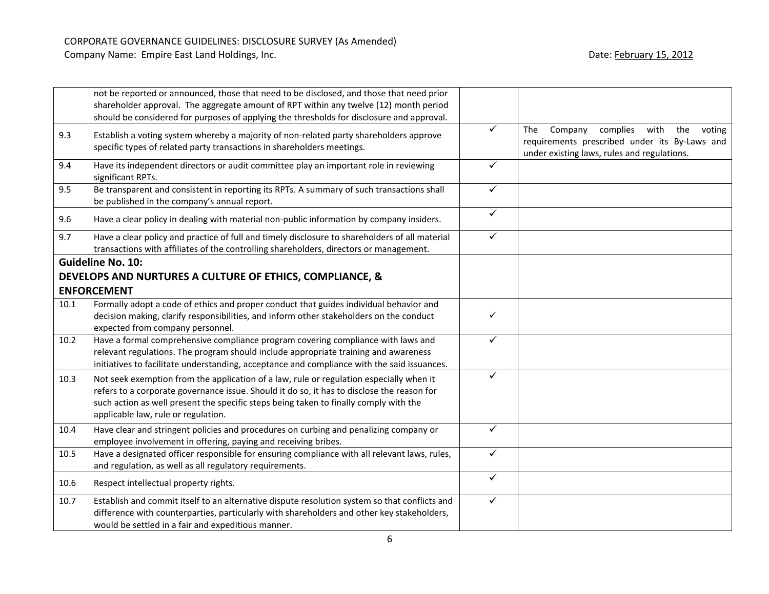CORPORATE GOVERNANCE GUIDELINES: DISCLOSURE SURVEY (As Amended)
Company Name: Empire East Land Holdings, Inc. Date: February 15, 2012

| | | | |
|---|---|---|---|
| | not be reported or announced, those that need to be disclosed, and those that need prior shareholder approval. The aggregate amount of RPT within any twelve (12) month period should be considered for purposes of applying the thresholds for disclosure and approval. | | |
| 9.3 | Establish a voting system whereby a majority of non-related party shareholders approve specific types of related party transactions in shareholders meetings. | ✓ | The Company complies with the voting requirements prescribed under its By-Laws and under existing laws, rules and regulations. |
| 9.4 | Have its independent directors or audit committee play an important role in reviewing significant RPTs. | ✓ | |
| 9.5 | Be transparent and consistent in reporting its RPTs. A summary of such transactions shall be published in the company's annual report. | ✓ | |
| 9.6 | Have a clear policy in dealing with material non-public information by company insiders. | ✓ | |
| 9.7 | Have a clear policy and practice of full and timely disclosure to shareholders of all material transactions with affiliates of the controlling shareholders, directors or management. | ✓ | |
| **Guideline No. 10: DEVELOPS AND NURTURES A CULTURE OF ETHICS, COMPLIANCE, & ENFORCEMENT** | | | |
| 10.1 | Formally adopt a code of ethics and proper conduct that guides individual behavior and decision making, clarify responsibilities, and inform other stakeholders on the conduct expected from company personnel. | ✓ | |
| 10.2 | Have a formal comprehensive compliance program covering compliance with laws and relevant regulations. The program should include appropriate training and awareness initiatives to facilitate understanding, acceptance and compliance with the said issuances. | ✓ | |
| 10.3 | Not seek exemption from the application of a law, rule or regulation especially when it refers to a corporate governance issue. Should it do so, it has to disclose the reason for such action as well present the specific steps being taken to finally comply with the applicable law, rule or regulation. | ✓ | |
| 10.4 | Have clear and stringent policies and procedures on curbing and penalizing company or employee involvement in offering, paying and receiving bribes. | ✓ | |
| 10.5 | Have a designated officer responsible for ensuring compliance with all relevant laws, rules, and regulation, as well as all regulatory requirements. | ✓ | |
| 10.6 | Respect intellectual property rights. | ✓ | |
| 10.7 | Establish and commit itself to an alternative dispute resolution system so that conflicts and difference with counterparties, particularly with shareholders and other key stakeholders, would be settled in a fair and expeditious manner. | ✓ | |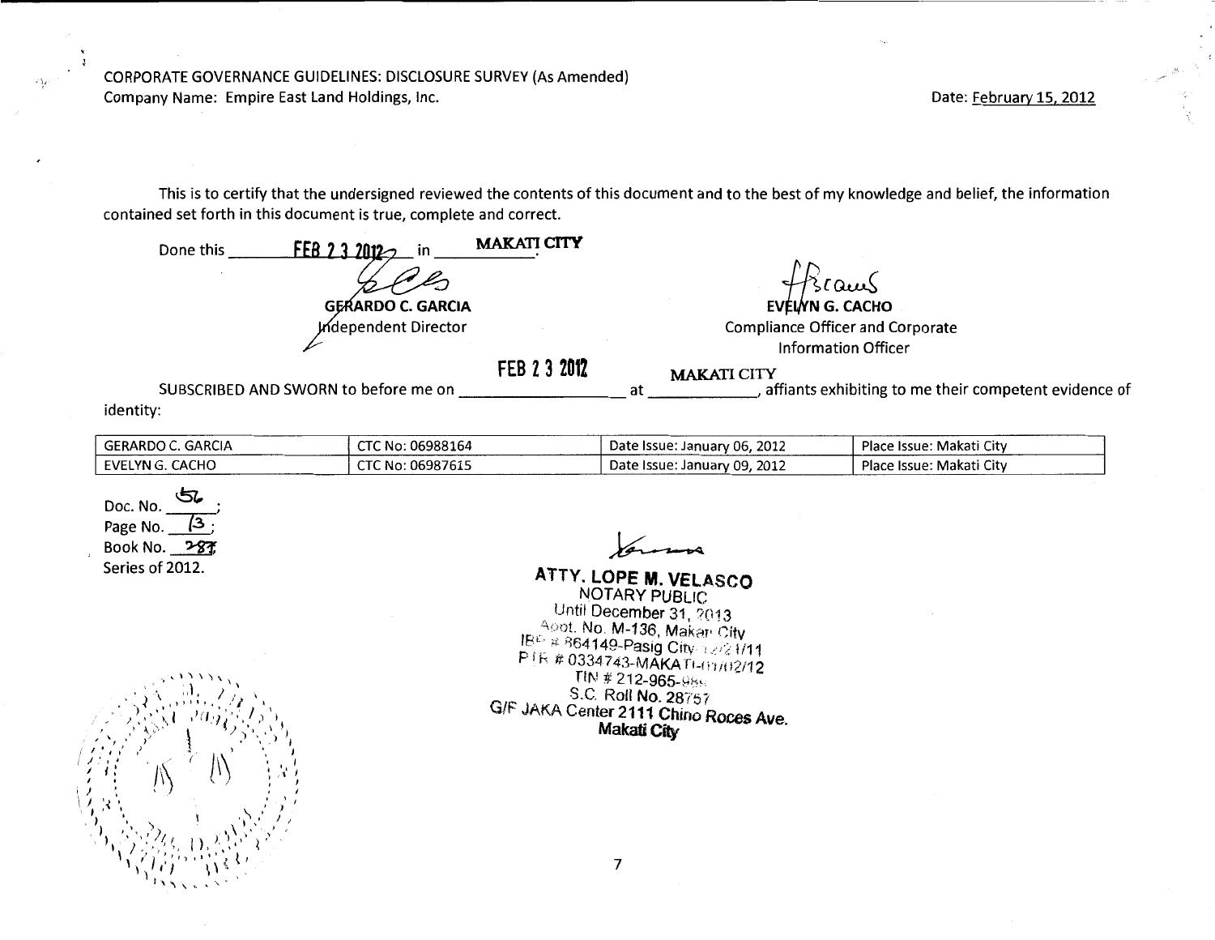CORPORATE GOVERNANCE GUIDELINES: DISCLOSURE SURVEY (As Amended)
Company Name: Empire East Land Holdings, Inc.

Date: February 15, 2012

This is to certify that the undersigned reviewed the contents of this document and to the best of my knowledge and belief, the information contained set forth in this document is true, complete and correct.

Done this FEB 2 3 2012 in MAKATI CITY.

**GERARDO C. GARCIA**
Independent Director

**EVELYN G. CACHO**
Compliance Officer and Corporate Information Officer

SUBSCRIBED AND SWORN to before me on FEB 2 3 2012 at MAKATI CITY, affiants exhibiting to me their competent evidence of identity:

| | | | |
|---|---|---|---|
| GERARDO C. GARCIA | CTC No: 06988164 | Date Issue: January 06, 2012 | Place Issue: Makati City |
| EVELYN G. CACHO | CTC No: 06987615 | Date Issue: January 09, 2012 | Place Issue: Makati City |

Doc. No. 56;
Page No. 13;
Book No. 283;
Series of 2012.

**ATTY. LOPE M. VELASCO**
NOTARY PUBLIC
Until December 31, 2013
Appt. No. M-136, Makati City
IBP # 864149-Pasig City 12/21/11
PTR # 0334743-MAKATI-01/02/12
TIN # 212-965-985
S.C. Roll No. 28757
G/F JAKA Center 2111 Chino Roces Ave.
Makati City